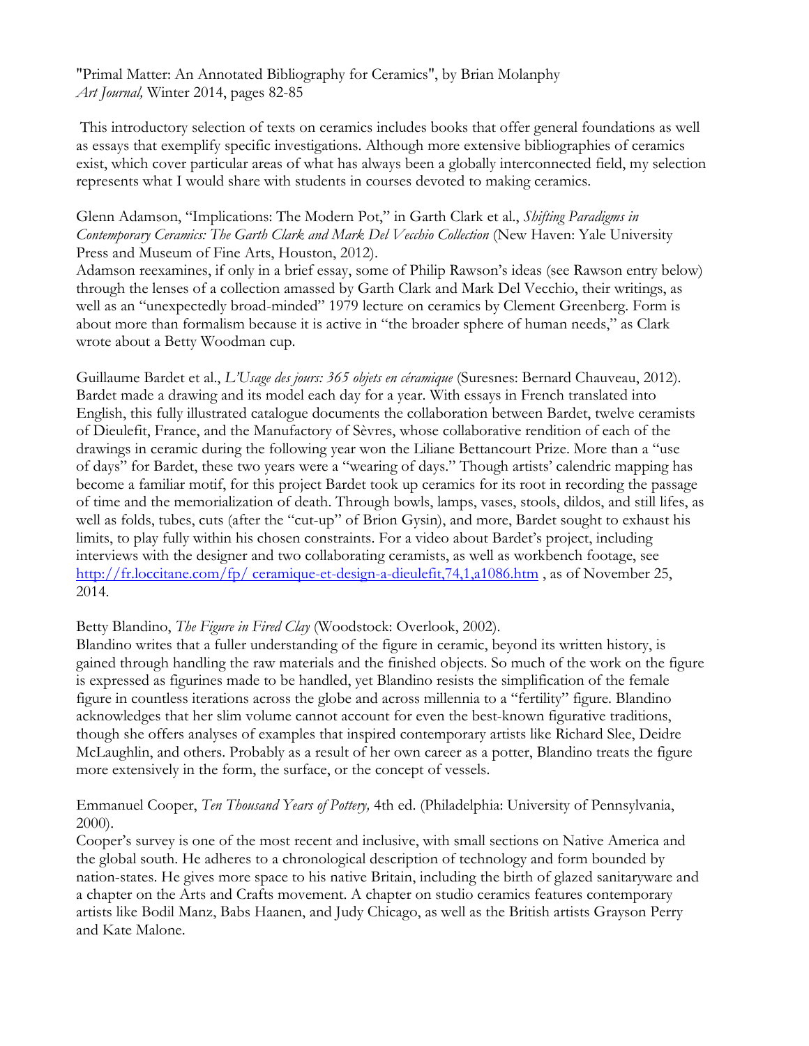"Primal Matter: An Annotated Bibliography for Ceramics", by Brian Molanphy
*Art Journal,* Winter 2014, pages 82-85

This introductory selection of texts on ceramics includes books that offer general foundations as well as essays that exemplify specific investigations. Although more extensive bibliographies of ceramics exist, which cover particular areas of what has always been a globally interconnected field, my selection represents what I would share with students in courses devoted to making ceramics.

Glenn Adamson, "Implications: The Modern Pot," in Garth Clark et al., *Shifting Paradigms in Contemporary Ceramics: The Garth Clark and Mark Del Vecchio Collection* (New Haven: Yale University Press and Museum of Fine Arts, Houston, 2012).
Adamson reexamines, if only in a brief essay, some of Philip Rawson's ideas (see Rawson entry below) through the lenses of a collection amassed by Garth Clark and Mark Del Vecchio, their writings, as well as an "unexpectedly broad-minded" 1979 lecture on ceramics by Clement Greenberg. Form is about more than formalism because it is active in "the broader sphere of human needs," as Clark wrote about a Betty Woodman cup.

Guillaume Bardet et al., *L'Usage des jours: 365 objets en céramique* (Suresnes: Bernard Chauveau, 2012). Bardet made a drawing and its model each day for a year. With essays in French translated into English, this fully illustrated catalogue documents the collaboration between Bardet, twelve ceramists of Dieulefit, France, and the Manufactory of Sèvres, whose collaborative rendition of each of the drawings in ceramic during the following year won the Liliane Bettancourt Prize. More than a "use of days" for Bardet, these two years were a "wearing of days." Though artists' calendric mapping has become a familiar motif, for this project Bardet took up ceramics for its root in recording the passage of time and the memorialization of death. Through bowls, lamps, vases, stools, dildos, and still lifes, as well as folds, tubes, cuts (after the "cut-up" of Brion Gysin), and more, Bardet sought to exhaust his limits, to play fully within his chosen constraints. For a video about Bardet's project, including interviews with the designer and two collaborating ceramists, as well as workbench footage, see http://fr.loccitane.com/fp/ ceramique-et-design-a-dieulefit,74,1,a1086.htm , as of November 25, 2014.

Betty Blandino, *The Figure in Fired Clay* (Woodstock: Overlook, 2002).
Blandino writes that a fuller understanding of the figure in ceramic, beyond its written history, is gained through handling the raw materials and the finished objects. So much of the work on the figure is expressed as figurines made to be handled, yet Blandino resists the simplification of the female figure in countless iterations across the globe and across millennia to a "fertility" figure. Blandino acknowledges that her slim volume cannot account for even the best-known figurative traditions, though she offers analyses of examples that inspired contemporary artists like Richard Slee, Deidre McLaughlin, and others. Probably as a result of her own career as a potter, Blandino treats the figure more extensively in the form, the surface, or the concept of vessels.

Emmanuel Cooper, *Ten Thousand Years of Pottery,* 4th ed. (Philadelphia: University of Pennsylvania, 2000).
Cooper's survey is one of the most recent and inclusive, with small sections on Native America and the global south. He adheres to a chronological description of technology and form bounded by nation-states. He gives more space to his native Britain, including the birth of glazed sanitaryware and a chapter on the Arts and Crafts movement. A chapter on studio ceramics features contemporary artists like Bodil Manz, Babs Haanen, and Judy Chicago, as well as the British artists Grayson Perry and Kate Malone.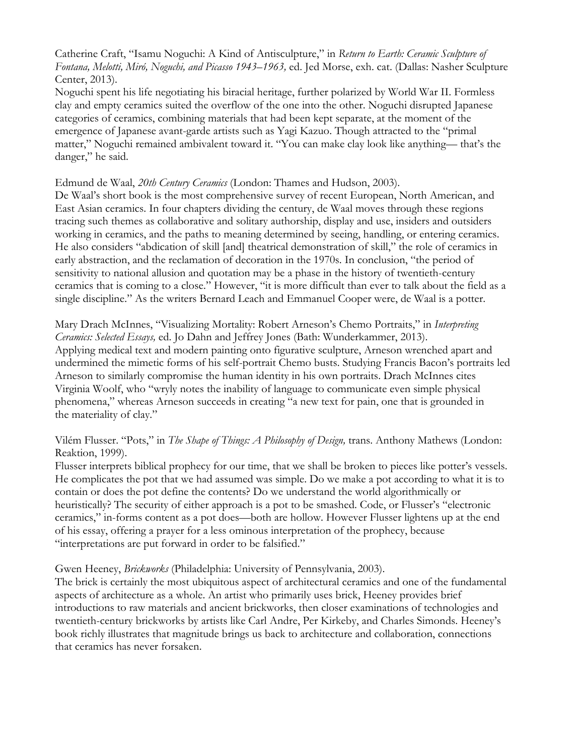Catherine Craft, "Isamu Noguchi: A Kind of Antisculpture," in *Return to Earth: Ceramic Sculpture of Fontana, Melotti, Miró, Noguchi, and Picasso 1943–1963,* ed. Jed Morse, exh. cat. (Dallas: Nasher Sculpture Center, 2013).
Noguchi spent his life negotiating his biracial heritage, further polarized by World War II. Formless clay and empty ceramics suited the overflow of the one into the other. Noguchi disrupted Japanese categories of ceramics, combining materials that had been kept separate, at the moment of the emergence of Japanese avant-garde artists such as Yagi Kazuo. Though attracted to the "primal matter," Noguchi remained ambivalent toward it. "You can make clay look like anything— that's the danger," he said.

Edmund de Waal, *20th Century Ceramics* (London: Thames and Hudson, 2003).
De Waal's short book is the most comprehensive survey of recent European, North American, and East Asian ceramics. In four chapters dividing the century, de Waal moves through these regions tracing such themes as collaborative and solitary authorship, display and use, insiders and outsiders working in ceramics, and the paths to meaning determined by seeing, handling, or entering ceramics. He also considers "abdication of skill [and] theatrical demonstration of skill," the role of ceramics in early abstraction, and the reclamation of decoration in the 1970s. In conclusion, "the period of sensitivity to national allusion and quotation may be a phase in the history of twentieth-century ceramics that is coming to a close." However, "it is more difficult than ever to talk about the field as a single discipline." As the writers Bernard Leach and Emmanuel Cooper were, de Waal is a potter.

Mary Drach McInnes, "Visualizing Mortality: Robert Arneson's Chemo Portraits," in *Interpreting Ceramics: Selected Essays,* ed. Jo Dahn and Jeffrey Jones (Bath: Wunderkammer, 2013).
Applying medical text and modern painting onto figurative sculpture, Arneson wrenched apart and undermined the mimetic forms of his self-portrait Chemo busts. Studying Francis Bacon's portraits led Arneson to similarly compromise the human identity in his own portraits. Drach McInnes cites Virginia Woolf, who "wryly notes the inability of language to communicate even simple physical phenomena," whereas Arneson succeeds in creating "a new text for pain, one that is grounded in the materiality of clay."

Vilém Flusser. "Pots," in *The Shape of Things: A Philosophy of Design,* trans. Anthony Mathews (London: Reaktion, 1999).
Flusser interprets biblical prophecy for our time, that we shall be broken to pieces like potter's vessels. He complicates the pot that we had assumed was simple. Do we make a pot according to what it is to contain or does the pot define the contents? Do we understand the world algorithmically or heuristically? The security of either approach is a pot to be smashed. Code, or Flusser's "electronic ceramics," in-forms content as a pot does—both are hollow. However Flusser lightens up at the end of his essay, offering a prayer for a less ominous interpretation of the prophecy, because "interpretations are put forward in order to be falsified."

Gwen Heeney, *Brickworks* (Philadelphia: University of Pennsylvania, 2003).
The brick is certainly the most ubiquitous aspect of architectural ceramics and one of the fundamental aspects of architecture as a whole. An artist who primarily uses brick, Heeney provides brief introductions to raw materials and ancient brickworks, then closer examinations of technologies and twentieth-century brickworks by artists like Carl Andre, Per Kirkeby, and Charles Simonds. Heeney's book richly illustrates that magnitude brings us back to architecture and collaboration, connections that ceramics has never forsaken.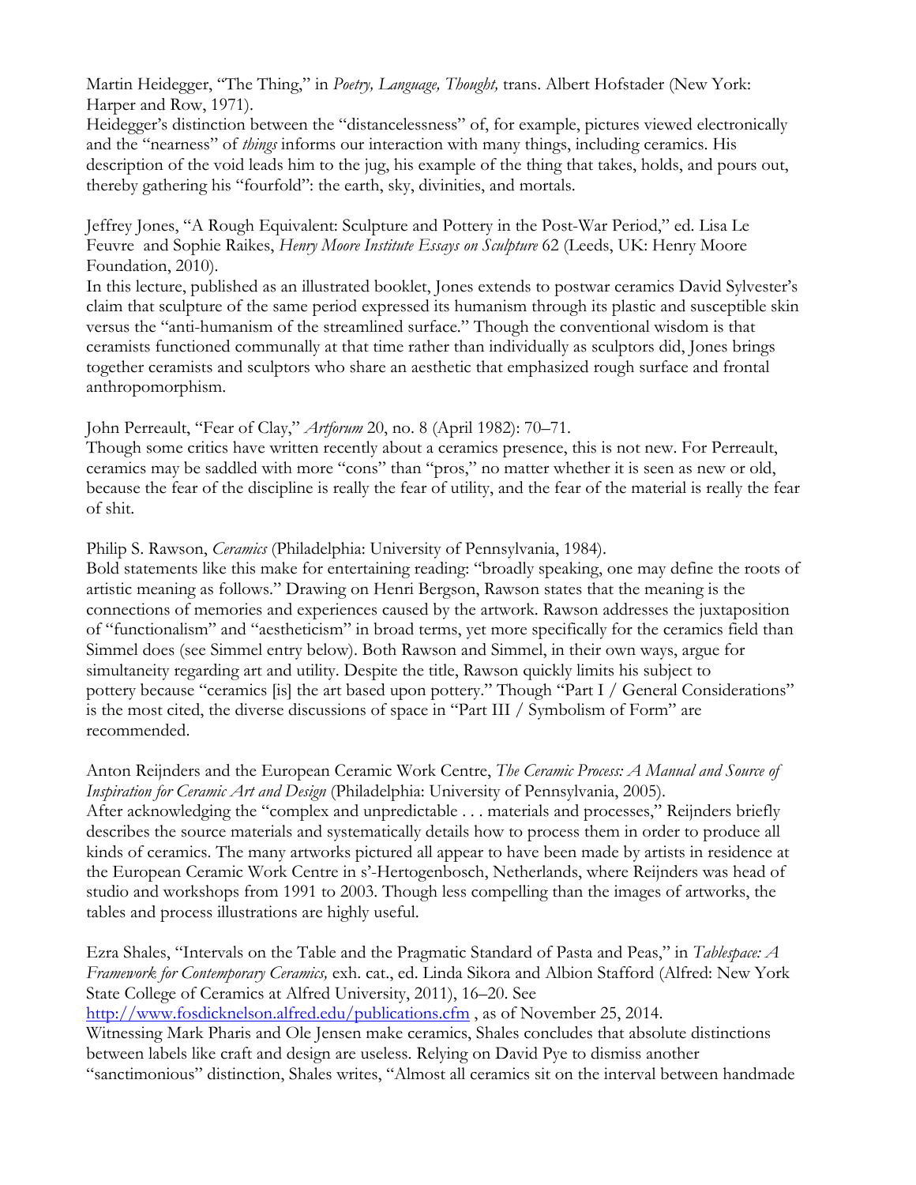Martin Heidegger, "The Thing," in *Poetry, Language, Thought,* trans. Albert Hofstader (New York: Harper and Row, 1971).
Heidegger's distinction between the "distancelessness" of, for example, pictures viewed electronically and the "nearness" of *things* informs our interaction with many things, including ceramics. His description of the void leads him to the jug, his example of the thing that takes, holds, and pours out, thereby gathering his "fourfold": the earth, sky, divinities, and mortals.

Jeffrey Jones, "A Rough Equivalent: Sculpture and Pottery in the Post-War Period," ed. Lisa Le Feuvre and Sophie Raikes, *Henry Moore Institute Essays on Sculpture* 62 (Leeds, UK: Henry Moore Foundation, 2010).
In this lecture, published as an illustrated booklet, Jones extends to postwar ceramics David Sylvester's claim that sculpture of the same period expressed its humanism through its plastic and susceptible skin versus the "anti-humanism of the streamlined surface." Though the conventional wisdom is that ceramists functioned communally at that time rather than individually as sculptors did, Jones brings together ceramists and sculptors who share an aesthetic that emphasized rough surface and frontal anthropomorphism.

John Perreault, "Fear of Clay," *Artforum* 20, no. 8 (April 1982): 70–71.
Though some critics have written recently about a ceramics presence, this is not new. For Perreault, ceramics may be saddled with more "cons" than "pros," no matter whether it is seen as new or old, because the fear of the discipline is really the fear of utility, and the fear of the material is really the fear of shit.

Philip S. Rawson, *Ceramics* (Philadelphia: University of Pennsylvania, 1984).
Bold statements like this make for entertaining reading: "broadly speaking, one may define the roots of artistic meaning as follows." Drawing on Henri Bergson, Rawson states that the meaning is the connections of memories and experiences caused by the artwork. Rawson addresses the juxtaposition of "functionalism" and "aestheticism" in broad terms, yet more specifically for the ceramics field than Simmel does (see Simmel entry below). Both Rawson and Simmel, in their own ways, argue for simultaneity regarding art and utility. Despite the title, Rawson quickly limits his subject to pottery because "ceramics [is] the art based upon pottery." Though "Part I / General Considerations" is the most cited, the diverse discussions of space in "Part III / Symbolism of Form" are recommended.

Anton Reijnders and the European Ceramic Work Centre, *The Ceramic Process: A Manual and Source of Inspiration for Ceramic Art and Design* (Philadelphia: University of Pennsylvania, 2005).
After acknowledging the "complex and unpredictable . . . materials and processes," Reijnders briefly describes the source materials and systematically details how to process them in order to produce all kinds of ceramics. The many artworks pictured all appear to have been made by artists in residence at the European Ceramic Work Centre in s'-Hertogenbosch, Netherlands, where Reijnders was head of studio and workshops from 1991 to 2003. Though less compelling than the images of artworks, the tables and process illustrations are highly useful.

Ezra Shales, "Intervals on the Table and the Pragmatic Standard of Pasta and Peas," in *Tablespace: A Framework for Contemporary Ceramics,* exh. cat., ed. Linda Sikora and Albion Stafford (Alfred: New York State College of Ceramics at Alfred University, 2011), 16–20. See http://www.fosdicknelson.alfred.edu/publications.cfm , as of November 25, 2014.
Witnessing Mark Pharis and Ole Jensen make ceramics, Shales concludes that absolute distinctions between labels like craft and design are useless. Relying on David Pye to dismiss another "sanctimonious" distinction, Shales writes, "Almost all ceramics sit on the interval between handmade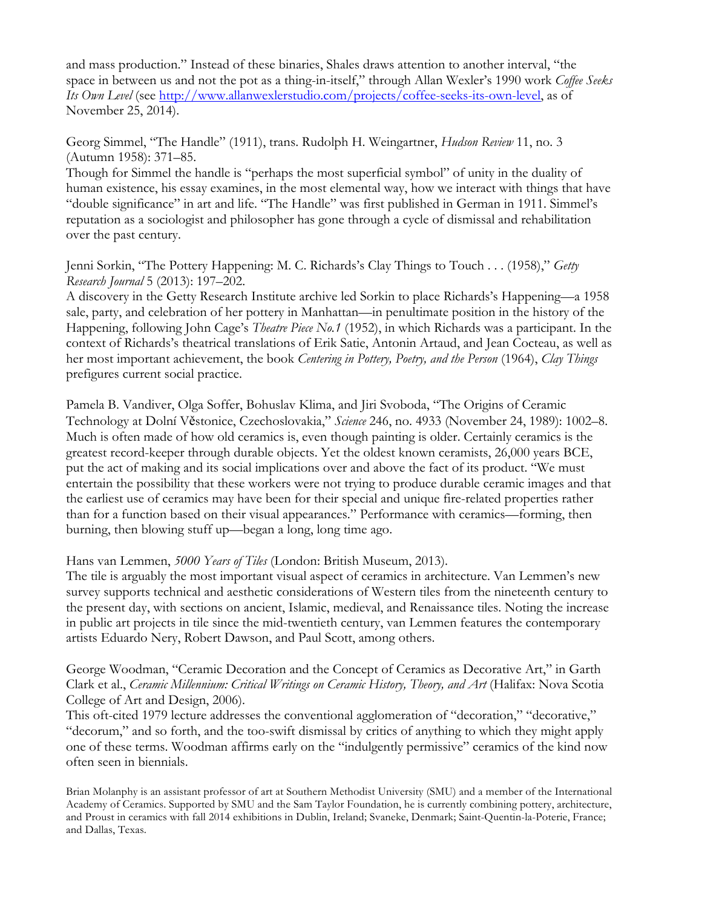and mass production." Instead of these binaries, Shales draws attention to another interval, "the space in between us and not the pot as a thing-in-itself," through Allan Wexler's 1990 work *Coffee Seeks Its Own Level* (see http://www.allanwexlerstudio.com/projects/coffee-seeks-its-own-level, as of November 25, 2014).

Georg Simmel, "The Handle" (1911), trans. Rudolph H. Weingartner, *Hudson Review* 11, no. 3 (Autumn 1958): 371–85.
Though for Simmel the handle is "perhaps the most superficial symbol" of unity in the duality of human existence, his essay examines, in the most elemental way, how we interact with things that have "double significance" in art and life. "The Handle" was first published in German in 1911. Simmel's reputation as a sociologist and philosopher has gone through a cycle of dismissal and rehabilitation over the past century.

Jenni Sorkin, "The Pottery Happening: M. C. Richards's Clay Things to Touch . . . (1958)," *Getty Research Journal* 5 (2013): 197–202.
A discovery in the Getty Research Institute archive led Sorkin to place Richards's Happening—a 1958 sale, party, and celebration of her pottery in Manhattan—in penultimate position in the history of the Happening, following John Cage's *Theatre Piece No.1* (1952), in which Richards was a participant. In the context of Richards's theatrical translations of Erik Satie, Antonin Artaud, and Jean Cocteau, as well as her most important achievement, the book *Centering in Pottery, Poetry, and the Person* (1964), *Clay Things* prefigures current social practice.

Pamela B. Vandiver, Olga Soffer, Bohuslav Klima, and Jiri Svoboda, "The Origins of Ceramic Technology at Dolní Věstonice, Czechoslovakia," *Science* 246, no. 4933 (November 24, 1989): 1002–8.
Much is often made of how old ceramics is, even though painting is older. Certainly ceramics is the greatest record-keeper through durable objects. Yet the oldest known ceramists, 26,000 years BCE, put the act of making and its social implications over and above the fact of its product. "We must entertain the possibility that these workers were not trying to produce durable ceramic images and that the earliest use of ceramics may have been for their special and unique fire-related properties rather than for a function based on their visual appearances." Performance with ceramics—forming, then burning, then blowing stuff up—began a long, long time ago.

Hans van Lemmen, *5000 Years of Tiles* (London: British Museum, 2013).
The tile is arguably the most important visual aspect of ceramics in architecture. Van Lemmen's new survey supports technical and aesthetic considerations of Western tiles from the nineteenth century to the present day, with sections on ancient, Islamic, medieval, and Renaissance tiles. Noting the increase in public art projects in tile since the mid-twentieth century, van Lemmen features the contemporary artists Eduardo Nery, Robert Dawson, and Paul Scott, among others.

George Woodman, "Ceramic Decoration and the Concept of Ceramics as Decorative Art," in Garth Clark et al., *Ceramic Millennium: Critical Writings on Ceramic History, Theory, and Art* (Halifax: Nova Scotia College of Art and Design, 2006).
This oft-cited 1979 lecture addresses the conventional agglomeration of "decoration," "decorative," "decorum," and so forth, and the too-swift dismissal by critics of anything to which they might apply one of these terms. Woodman affirms early on the "indulgently permissive" ceramics of the kind now often seen in biennials.

Brian Molanphy is an assistant professor of art at Southern Methodist University (SMU) and a member of the International Academy of Ceramics. Supported by SMU and the Sam Taylor Foundation, he is currently combining pottery, architecture, and Proust in ceramics with fall 2014 exhibitions in Dublin, Ireland; Svaneke, Denmark; Saint-Quentin-la-Poterie, France; and Dallas, Texas.